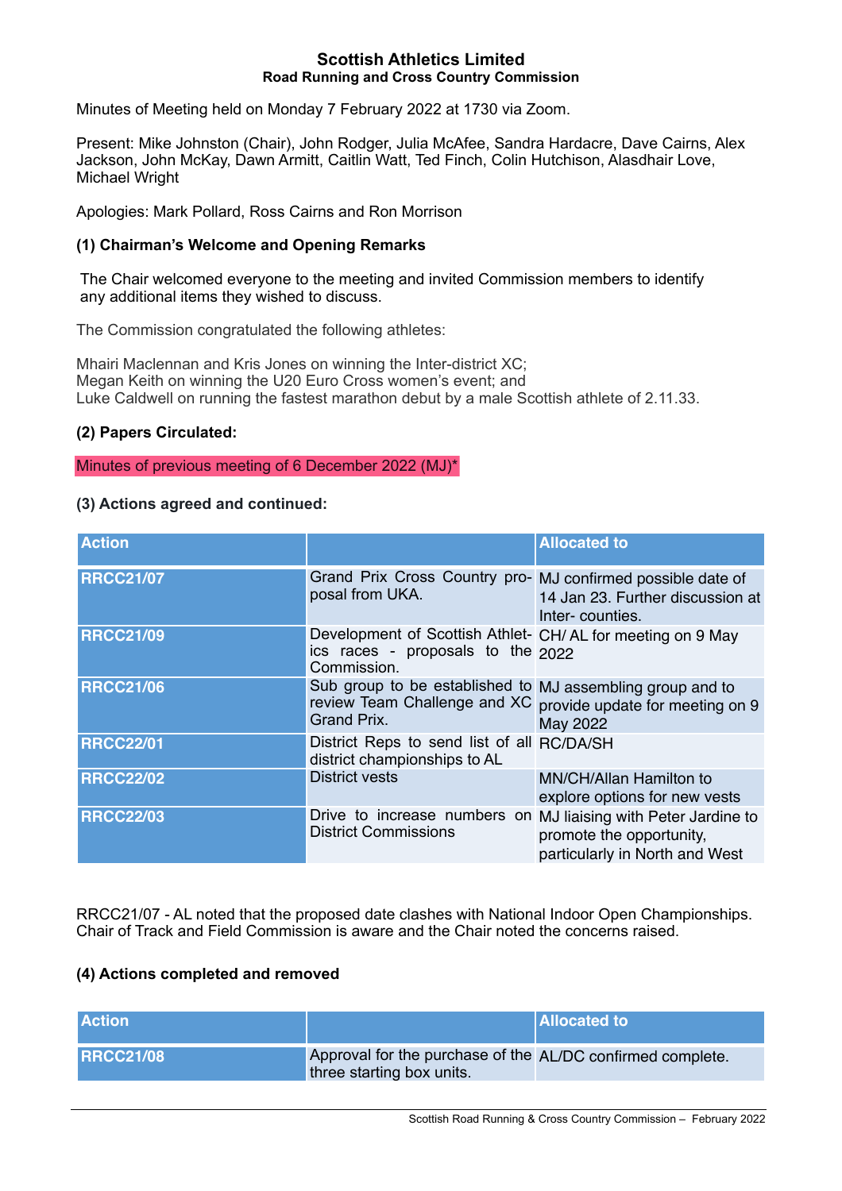# Scottish Athletics Limited
## Road Running and Cross Country Commission

Minutes of Meeting held on Monday 7 February 2022 at 1730 via Zoom.

Present: Mike Johnston (Chair), John Rodger, Julia McAfee, Sandra Hardacre, Dave Cairns, Alex Jackson, John McKay, Dawn Armitt, Caitlin Watt, Ted Finch, Colin Hutchison, Alasdhair Love, Michael Wright

Apologies: Mark Pollard, Ross Cairns and Ron Morrison

### (1) Chairman's Welcome and Opening Remarks

The Chair welcomed everyone to the meeting and invited Commission members to identify any additional items they wished to discuss.

The Commission congratulated the following athletes:

Mhairi Maclennan and Kris Jones on winning the Inter-district XC;
Megan Keith on winning the U20 Euro Cross women's event; and
Luke Caldwell on running the fastest marathon debut by a male Scottish athlete of 2.11.33.

### (2) Papers Circulated:

Minutes of previous meeting of 6 December 2022 (MJ)*

### (3) Actions agreed and continued:

| Action | | Allocated to |
|---|---|---|
| RRCC21/07 | Grand Prix Cross Country proposal from UKA. | MJ confirmed possible date of 14 Jan 23. Further discussion at Inter- counties. |
| RRCC21/09 | Development of Scottish Athletics races - proposals to the Commission. | CH/ AL for meeting on 9 May 2022 |
| RRCC21/06 | Sub group to be established to review Team Challenge and XC Grand Prix. | MJ assembling group and to provide update for meeting on 9 May 2022 |
| RRCC22/01 | District Reps to send list of all district championships to AL | RC/DA/SH |
| RRCC22/02 | District vests | MN/CH/Allan Hamilton to explore options for new vests |
| RRCC22/03 | Drive to increase numbers on District Commissions | MJ liaising with Peter Jardine to promote the opportunity, particularly in North and West |

RRCC21/07 - AL noted that the proposed date clashes with National Indoor Open Championships. Chair of Track and Field Commission is aware and the Chair noted the concerns raised.

### (4) Actions completed and removed

| Action | | Allocated to |
|---|---|---|
| RRCC21/08 | Approval for the purchase of the three starting box units. | AL/DC confirmed complete. |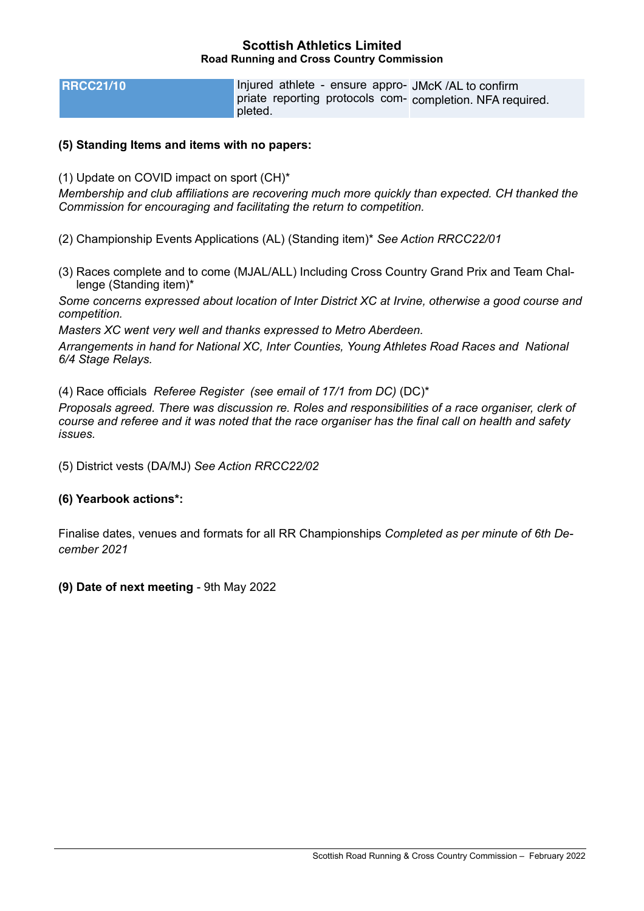Scottish Athletics Limited
Road Running and Cross Country Commission

| | | |
|---|---|---|
| **RRCC21/10** | Injured athlete - ensure appropriate reporting protocols completed. | JMcK /AL to confirm completion. NFA required. |

**(5) Standing Items and items with no papers:**

(1) Update on COVID impact on sport (CH)*

*Membership and club affiliations are recovering much more quickly than expected. CH thanked the Commission for encouraging and facilitating the return to competition.*

(2) Championship Events Applications (AL) (Standing item)* *See Action RRCC22/01*

(3) Races complete and to come (MJAL/ALL) Including Cross Country Grand Prix and Team Challenge (Standing item)*

*Some concerns expressed about location of Inter District XC at Irvine, otherwise a good course and competition.*

*Masters XC went very well and thanks expressed to Metro Aberdeen.*

*Arrangements in hand for National XC, Inter Counties, Young Athletes Road Races and National 6/4 Stage Relays.*

(4) Race officials *Referee Register (see email of 17/1 from DC)* (DC)*

*Proposals agreed. There was discussion re. Roles and responsibilities of a race organiser, clerk of course and referee and it was noted that the race organiser has the final call on health and safety issues.*

(5) District vests (DA/MJ) *See Action RRCC22/02*

**(6) Yearbook actions*:**

Finalise dates, venues and formats for all RR Championships *Completed as per minute of 6th December 2021*

**(9) Date of next meeting** - 9th May 2022